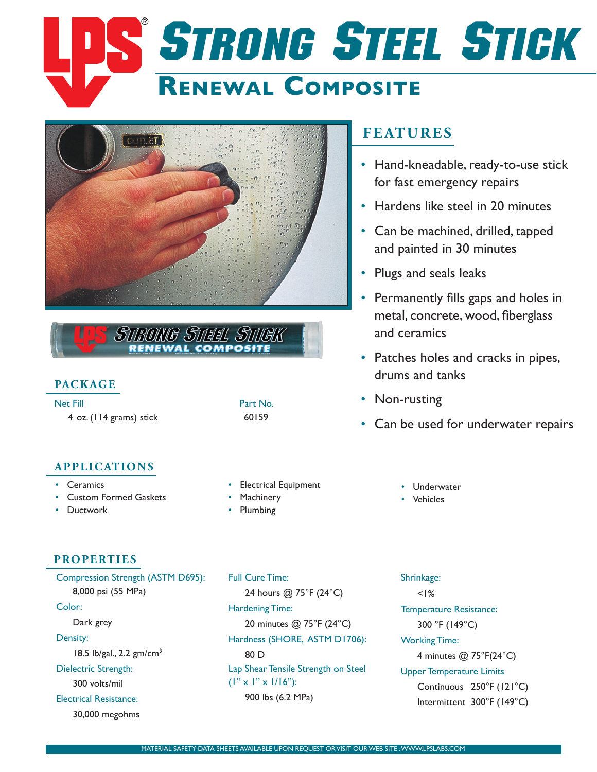# STRONG STEEL STICK

## RENEWAL COMPOSITE

## FEATURES

- Hand-kneadable, ready-to-use stick for fast emergency repairs
- Hardens like steel in 20 minutes
- Can be machined, drilled, tapped and painted in 30 minutes
- Plugs and seals leaks
- Permanently fills gaps and holes in metal, concrete, wood, fiberglass and ceramics
- Patches holes and cracks in pipes, drums and tanks
- Non-rusting
- Can be used for underwater repairs

## PACKAGE

| Net Fill | Part No. |
|---|---|
| 4 oz. (114 grams) stick | 60159 |

## APPLICATIONS

- Ceramics
- Custom Formed Gaskets
- Ductwork
- Electrical Equipment
- Machinery
- Plumbing
- Underwater
- Vehicles

## PROPERTIES

**Compression Strength (ASTM D695):**
8,000 psi (55 MPa)

**Color:**
Dark grey

**Density:**
18.5 lb/gal., 2.2 gm/cm$^3$

**Dielectric Strength:**
300 volts/mil

**Electrical Resistance:**
30,000 megohms

**Full Cure Time:**
24 hours @ 75°F (24°C)

**Hardening Time:**
20 minutes @ 75°F (24°C)

**Hardness (SHORE, ASTM D1706):**
80 D

**Lap Shear Tensile Strength on Steel (1" x 1" x 1/16"):**
900 lbs (6.2 MPa)

**Shrinkage:**
<1%

**Temperature Resistance:**
300 °F (149°C)

**Working Time:**
4 minutes @ 75°F(24°C)

**Upper Temperature Limits**
Continuous 250°F (121°C)
Intermittent 300°F (149°C)

MATERIAL SAFETY DATA SHEETS AVAILABLE UPON REQUEST OR VISIT OUR WEB SITE : WWW.LPSLABS.COM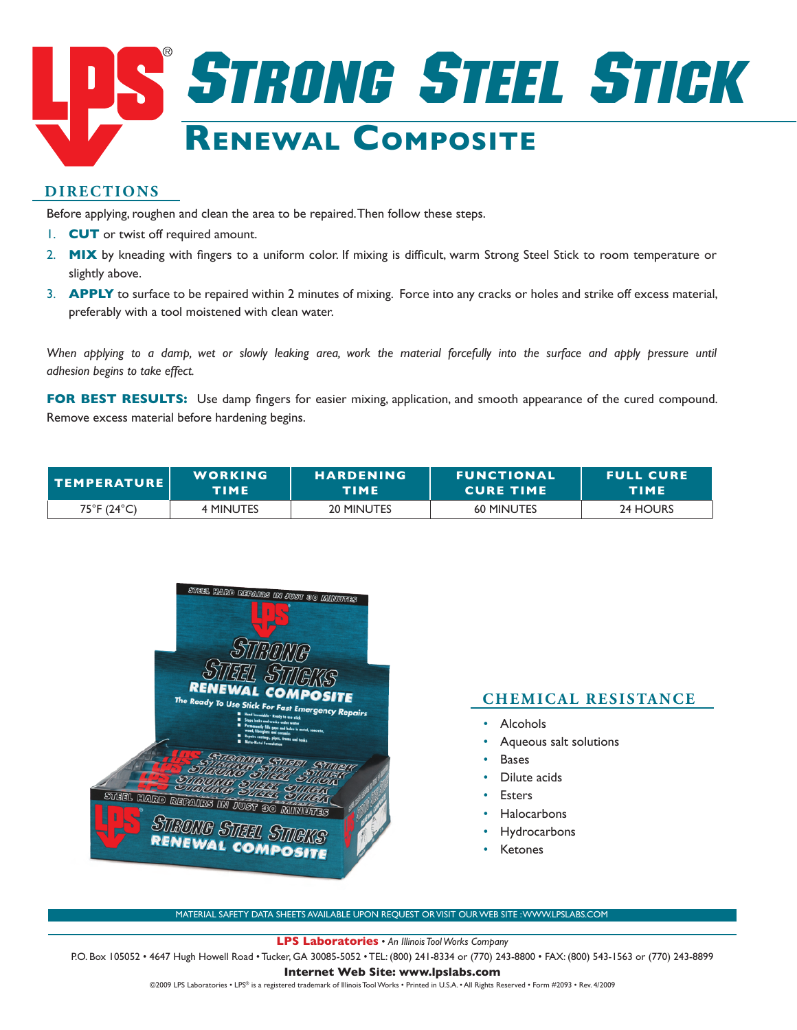# LPS® STRONG STEEL STICK

## RENEWAL COMPOSITE

## DIRECTIONS

Before applying, roughen and clean the area to be repaired. Then follow these steps.

1. **CUT** or twist off required amount.
2. **MIX** by kneading with fingers to a uniform color. If mixing is difficult, warm Strong Steel Stick to room temperature or slightly above.
3. **APPLY** to surface to be repaired within 2 minutes of mixing. Force into any cracks or holes and strike off excess material, preferably with a tool moistened with clean water.

*When applying to a damp, wet or slowly leaking area, work the material forcefully into the surface and apply pressure until adhesion begins to take effect.*

**FOR BEST RESULTS:** Use damp fingers for easier mixing, application, and smooth appearance of the cured compound. Remove excess material before hardening begins.

| TEMPERATURE | WORKING TIME | HARDENING TIME | FUNCTIONAL CURE TIME | FULL CURE TIME |
|---|---|---|---|---|
| 75°F (24°C) | 4 MINUTES | 20 MINUTES | 60 MINUTES | 24 HOURS |

## CHEMICAL RESISTANCE

- Alcohols
- Aqueous salt solutions
- Bases
- Dilute acids
- Esters
- Halocarbons
- Hydrocarbons
- Ketones

MATERIAL SAFETY DATA SHEETS AVAILABLE UPON REQUEST OR VISIT OUR WEB SITE : WWW.LPSLABS.COM

**LPS Laboratories** • *An Illinois Tool Works Company*

P.O. Box 105052 • 4647 Hugh Howell Road • Tucker, GA 30085-5052 • TEL: (800) 241-8334 or (770) 243-8800 • FAX: (800) 543-1563 or (770) 243-8899

**Internet Web Site: www.lpslabs.com**

©2009 LPS Laboratories • LPS® is a registered trademark of Illinois Tool Works • Printed in U.S.A. • All Rights Reserved • Form #2093 • Rev. 4/2009